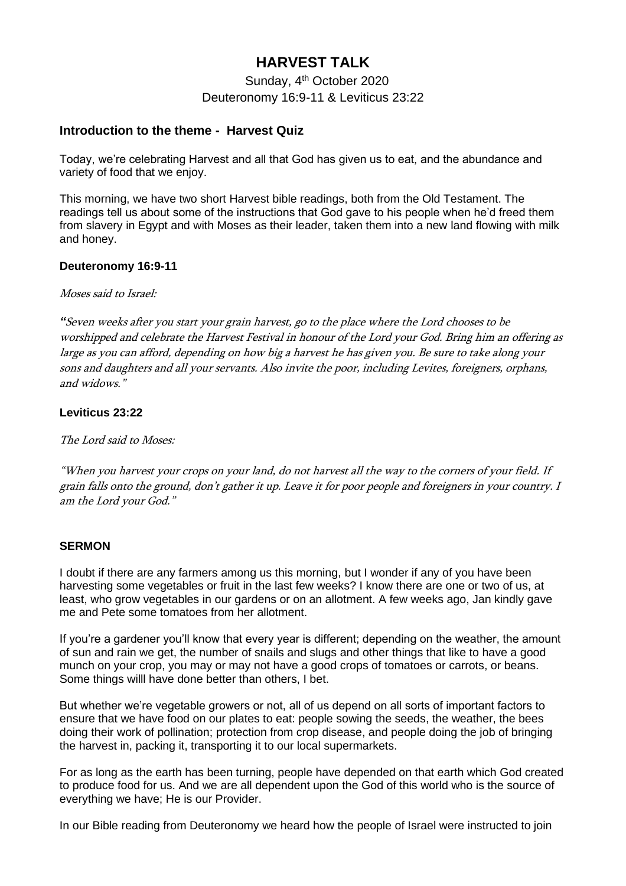# HARVEST TALK

Sunday, 4th October 2020

Deuteronomy 16:9-11 & Leviticus 23:22

## Introduction to the theme - Harvest Quiz

Today, we're celebrating Harvest and all that God has given us to eat, and the abundance and variety of food that we enjoy.

This morning, we have two short Harvest bible readings, both from the Old Testament. The readings tell us about some of the instructions that God gave to his people when he'd freed them from slavery in Egypt and with Moses as their leader, taken them into a new land flowing with milk and honey.

### Deuteronomy 16:9-11

*Moses said to Israel:*

*"Seven weeks after you start your grain harvest, go to the place where the Lord chooses to be worshipped and celebrate the Harvest Festival in honour of the Lord your God. Bring him an offering as large as you can afford, depending on how big a harvest he has given you. Be sure to take along your sons and daughters and all your servants. Also invite the poor, including Levites, foreigners, orphans, and widows."*

### Leviticus 23:22

*The Lord said to Moses:*

*"When you harvest your crops on your land, do not harvest all the way to the corners of your field. If grain falls onto the ground, don't gather it up. Leave it for poor people and foreigners in your country. I am the Lord your God."*

### SERMON

I doubt if there are any farmers among us this morning, but I wonder if any of you have been harvesting some vegetables or fruit in the last few weeks? I know there are one or two of us, at least, who grow vegetables in our gardens or on an allotment. A few weeks ago, Jan kindly gave me and Pete some tomatoes from her allotment.

If you're a gardener you'll know that every year is different; depending on the weather, the amount of sun and rain we get, the number of snails and slugs and other things that like to have a good munch on your crop, you may or may not have a good crops of tomatoes or carrots, or beans. Some things willl have done better than others, I bet.

But whether we're vegetable growers or not, all of us depend on all sorts of important factors to ensure that we have food on our plates to eat: people sowing the seeds, the weather, the bees doing their work of pollination; protection from crop disease, and people doing the job of bringing the harvest in, packing it, transporting it to our local supermarkets.

For as long as the earth has been turning, people have depended on that earth which God created to produce food for us. And we are all dependent upon the God of this world who is the source of everything we have; He is our Provider.

In our Bible reading from Deuteronomy we heard how the people of Israel were instructed to join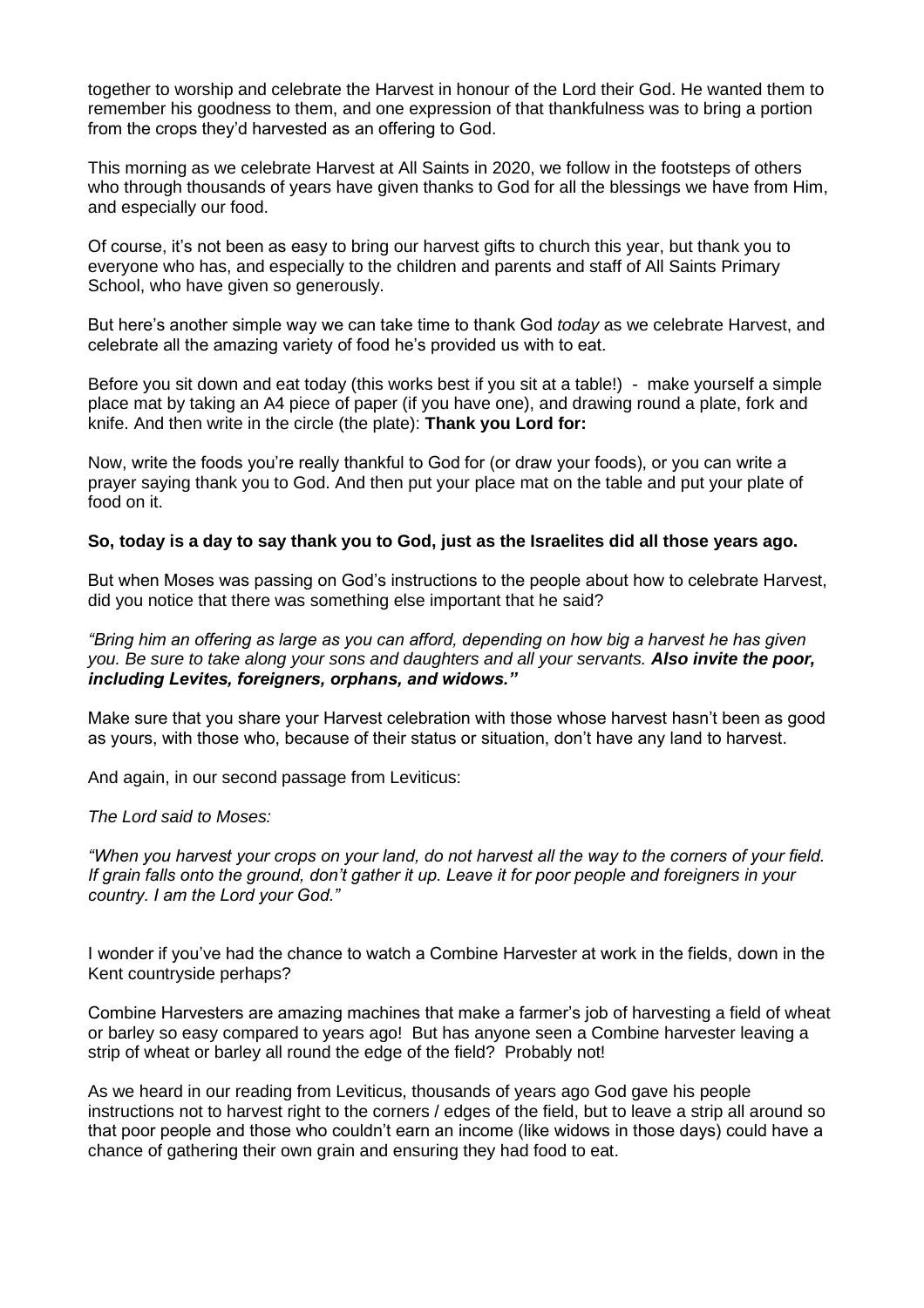together to worship and celebrate the Harvest in honour of the Lord their God. He wanted them to remember his goodness to them, and one expression of that thankfulness was to bring a portion from the crops they'd harvested as an offering to God.

This morning as we celebrate Harvest at All Saints in 2020, we follow in the footsteps of others who through thousands of years have given thanks to God for all the blessings we have from Him, and especially our food.

Of course, it's not been as easy to bring our harvest gifts to church this year, but thank you to everyone who has, and especially to the children and parents and staff of All Saints Primary School, who have given so generously.

But here's another simple way we can take time to thank God *today* as we celebrate Harvest, and celebrate all the amazing variety of food he's provided us with to eat.

Before you sit down and eat today (this works best if you sit at a table!) - make yourself a simple place mat by taking an A4 piece of paper (if you have one), and drawing round a plate, fork and knife. And then write in the circle (the plate): **Thank you Lord for:**

Now, write the foods you're really thankful to God for (or draw your foods), or you can write a prayer saying thank you to God. And then put your place mat on the table and put your plate of food on it.

**So, today is a day to say thank you to God, just as the Israelites did all those years ago.**

But when Moses was passing on God's instructions to the people about how to celebrate Harvest, did you notice that there was something else important that he said?

*"Bring him an offering as large as you can afford, depending on how big a harvest he has given you. Be sure to take along your sons and daughters and all your servants.* ***Also invite the poor, including Levites, foreigners, orphans, and widows."***

Make sure that you share your Harvest celebration with those whose harvest hasn't been as good as yours, with those who, because of their status or situation, don't have any land to harvest.

And again, in our second passage from Leviticus:

*The Lord said to Moses:*

*"When you harvest your crops on your land, do not harvest all the way to the corners of your field. If grain falls onto the ground, don't gather it up. Leave it for poor people and foreigners in your country. I am the Lord your God."*

I wonder if you've had the chance to watch a Combine Harvester at work in the fields, down in the Kent countryside perhaps?

Combine Harvesters are amazing machines that make a farmer's job of harvesting a field of wheat or barley so easy compared to years ago! But has anyone seen a Combine harvester leaving a strip of wheat or barley all round the edge of the field? Probably not!

As we heard in our reading from Leviticus, thousands of years ago God gave his people instructions not to harvest right to the corners / edges of the field, but to leave a strip all around so that poor people and those who couldn't earn an income (like widows in those days) could have a chance of gathering their own grain and ensuring they had food to eat.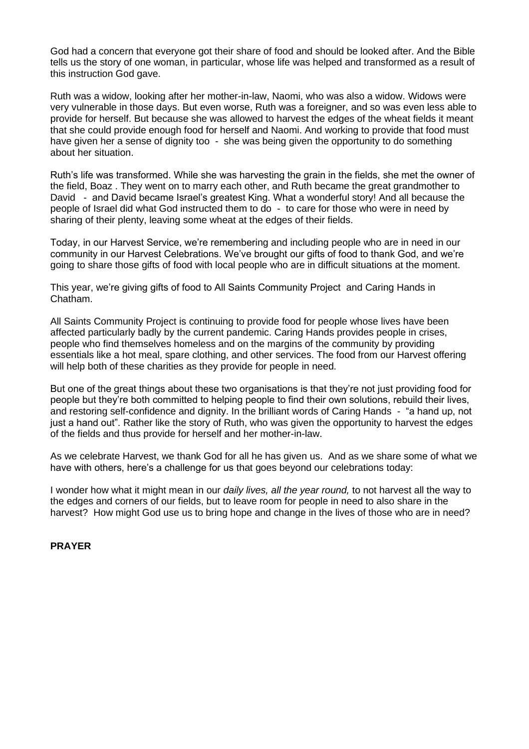God had a concern that everyone got their share of food and should be looked after. And the Bible tells us the story of one woman, in particular, whose life was helped and transformed as a result of this instruction God gave.

Ruth was a widow, looking after her mother-in-law, Naomi, who was also a widow. Widows were very vulnerable in those days. But even worse, Ruth was a foreigner, and so was even less able to provide for herself. But because she was allowed to harvest the edges of the wheat fields it meant that she could provide enough food for herself and Naomi. And working to provide that food must have given her a sense of dignity too - she was being given the opportunity to do something about her situation.

Ruth's life was transformed. While she was harvesting the grain in the fields, she met the owner of the field, Boaz . They went on to marry each other, and Ruth became the great grandmother to David - and David became Israel's greatest King. What a wonderful story! And all because the people of Israel did what God instructed them to do - to care for those who were in need by sharing of their plenty, leaving some wheat at the edges of their fields.

Today, in our Harvest Service, we're remembering and including people who are in need in our community in our Harvest Celebrations. We've brought our gifts of food to thank God, and we're going to share those gifts of food with local people who are in difficult situations at the moment.

This year, we're giving gifts of food to All Saints Community Project and Caring Hands in Chatham.

All Saints Community Project is continuing to provide food for people whose lives have been affected particularly badly by the current pandemic. Caring Hands provides people in crises, people who find themselves homeless and on the margins of the community by providing essentials like a hot meal, spare clothing, and other services. The food from our Harvest offering will help both of these charities as they provide for people in need.

But one of the great things about these two organisations is that they're not just providing food for people but they're both committed to helping people to find their own solutions, rebuild their lives, and restoring self-confidence and dignity. In the brilliant words of Caring Hands - "a hand up, not just a hand out". Rather like the story of Ruth, who was given the opportunity to harvest the edges of the fields and thus provide for herself and her mother-in-law.

As we celebrate Harvest, we thank God for all he has given us. And as we share some of what we have with others, here's a challenge for us that goes beyond our celebrations today:

I wonder how what it might mean in our *daily lives, all the year round,* to not harvest all the way to the edges and corners of our fields, but to leave room for people in need to also share in the harvest? How might God use us to bring hope and change in the lives of those who are in need?

**PRAYER**